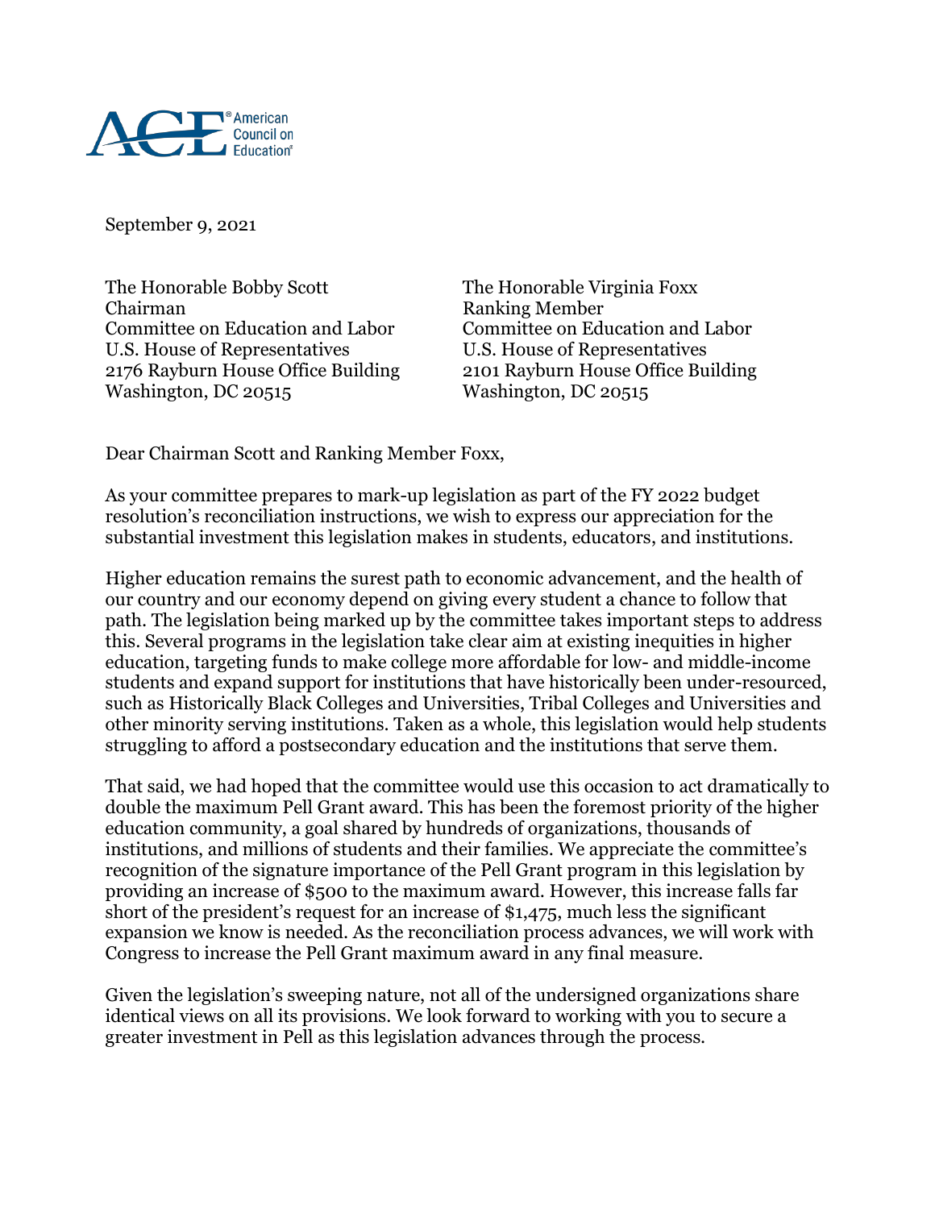American Council on Education

September 9, 2021

The Honorable Bobby Scott
Chairman
Committee on Education and Labor
U.S. House of Representatives
2176 Rayburn House Office Building
Washington, DC 20515

The Honorable Virginia Foxx
Ranking Member
Committee on Education and Labor
U.S. House of Representatives
2101 Rayburn House Office Building
Washington, DC 20515

Dear Chairman Scott and Ranking Member Foxx,

As your committee prepares to mark-up legislation as part of the FY 2022 budget resolution's reconciliation instructions, we wish to express our appreciation for the substantial investment this legislation makes in students, educators, and institutions.

Higher education remains the surest path to economic advancement, and the health of our country and our economy depend on giving every student a chance to follow that path. The legislation being marked up by the committee takes important steps to address this. Several programs in the legislation take clear aim at existing inequities in higher education, targeting funds to make college more affordable for low- and middle-income students and expand support for institutions that have historically been under-resourced, such as Historically Black Colleges and Universities, Tribal Colleges and Universities and other minority serving institutions. Taken as a whole, this legislation would help students struggling to afford a postsecondary education and the institutions that serve them.

That said, we had hoped that the committee would use this occasion to act dramatically to double the maximum Pell Grant award. This has been the foremost priority of the higher education community, a goal shared by hundreds of organizations, thousands of institutions, and millions of students and their families. We appreciate the committee's recognition of the signature importance of the Pell Grant program in this legislation by providing an increase of $500 to the maximum award. However, this increase falls far short of the president's request for an increase of $1,475, much less the significant expansion we know is needed. As the reconciliation process advances, we will work with Congress to increase the Pell Grant maximum award in any final measure.

Given the legislation's sweeping nature, not all of the undersigned organizations share identical views on all its provisions. We look forward to working with you to secure a greater investment in Pell as this legislation advances through the process.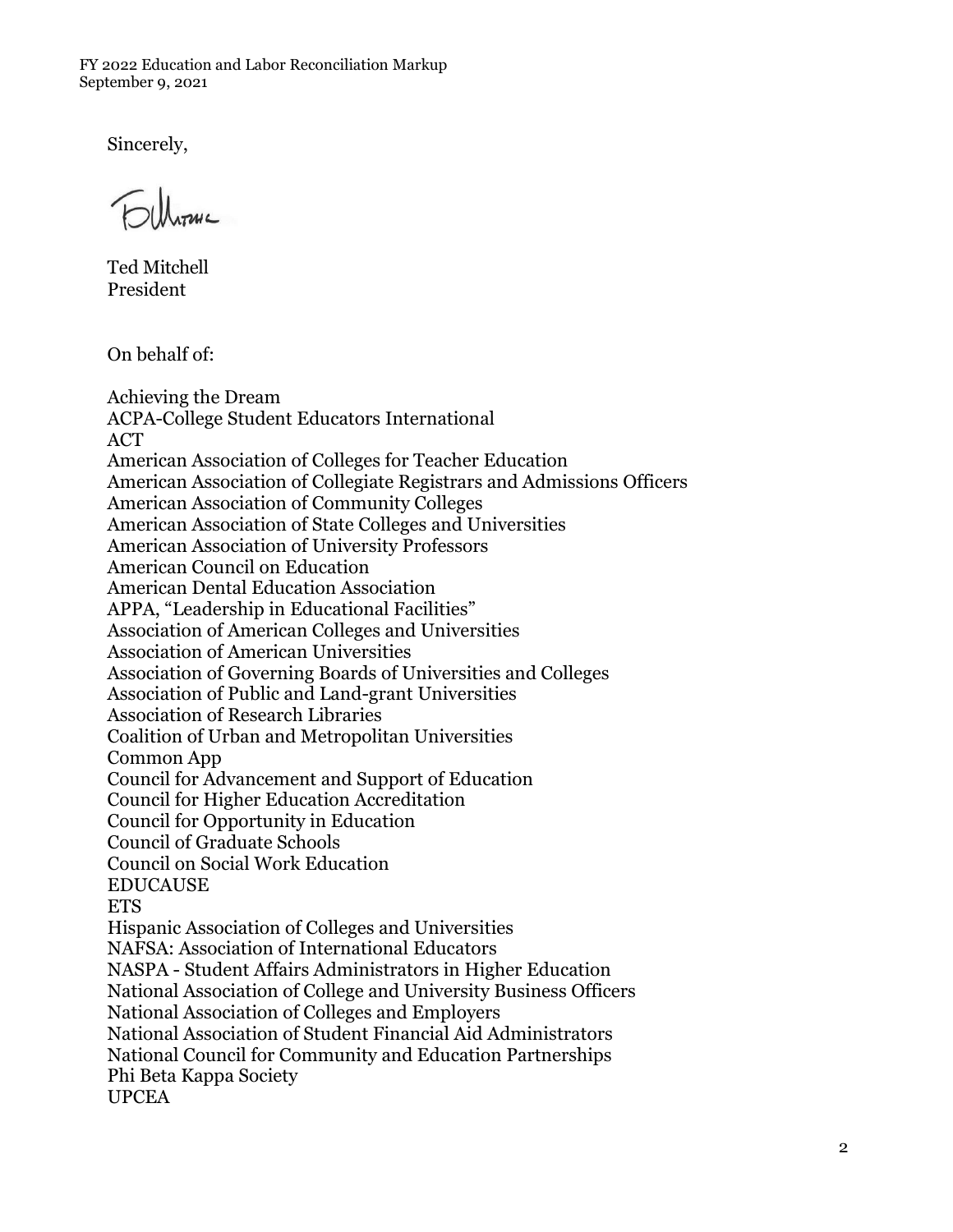Sincerely,

Ted Mitchell
President

On behalf of:

Achieving the Dream
ACPA-College Student Educators International
ACT
American Association of Colleges for Teacher Education
American Association of Collegiate Registrars and Admissions Officers
American Association of Community Colleges
American Association of State Colleges and Universities
American Association of University Professors
American Council on Education
American Dental Education Association
APPA, "Leadership in Educational Facilities"
Association of American Colleges and Universities
Association of American Universities
Association of Governing Boards of Universities and Colleges
Association of Public and Land-grant Universities
Association of Research Libraries
Coalition of Urban and Metropolitan Universities
Common App
Council for Advancement and Support of Education
Council for Higher Education Accreditation
Council for Opportunity in Education
Council of Graduate Schools
Council on Social Work Education
EDUCAUSE
ETS
Hispanic Association of Colleges and Universities
NAFSA: Association of International Educators
NASPA - Student Affairs Administrators in Higher Education
National Association of College and University Business Officers
National Association of Colleges and Employers
National Association of Student Financial Aid Administrators
National Council for Community and Education Partnerships
Phi Beta Kappa Society
UPCEA